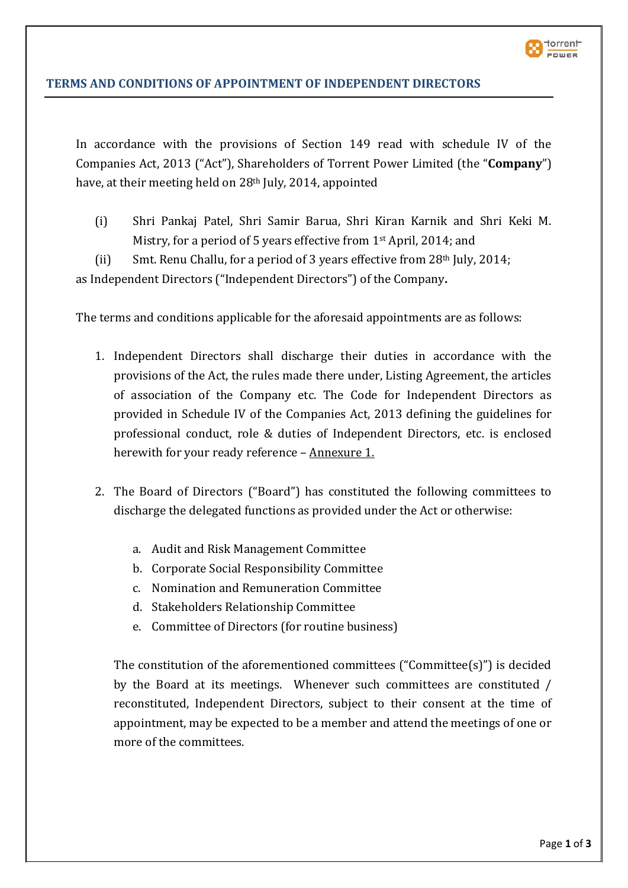## TERMS AND CONDITIONS OF APPOINTMENT OF INDEPENDENT DIRECTORS

In accordance with the provisions of Section 149 read with schedule IV of the Companies Act, 2013 ("Act"), Shareholders of Torrent Power Limited (the "**Company**") have, at their meeting held on 28th July, 2014, appointed

(i) Shri Pankaj Patel, Shri Samir Barua, Shri Kiran Karnik and Shri Keki M. Mistry, for a period of 5 years effective from 1st April, 2014; and

(ii) Smt. Renu Challu, for a period of 3 years effective from 28th July, 2014;

as Independent Directors ("Independent Directors") of the Company**.**

The terms and conditions applicable for the aforesaid appointments are as follows:

1. Independent Directors shall discharge their duties in accordance with the provisions of the Act, the rules made there under, Listing Agreement, the articles of association of the Company etc. The Code for Independent Directors as provided in Schedule IV of the Companies Act, 2013 defining the guidelines for professional conduct, role & duties of Independent Directors, etc. is enclosed herewith for your ready reference – Annexure 1.

2. The Board of Directors ("Board") has constituted the following committees to discharge the delegated functions as provided under the Act or otherwise:

   a. Audit and Risk Management Committee
   b. Corporate Social Responsibility Committee
   c. Nomination and Remuneration Committee
   d. Stakeholders Relationship Committee
   e. Committee of Directors (for routine business)

   The constitution of the aforementioned committees ("Committee(s)") is decided by the Board at its meetings. Whenever such committees are constituted / reconstituted, Independent Directors, subject to their consent at the time of appointment, may be expected to be a member and attend the meetings of one or more of the committees.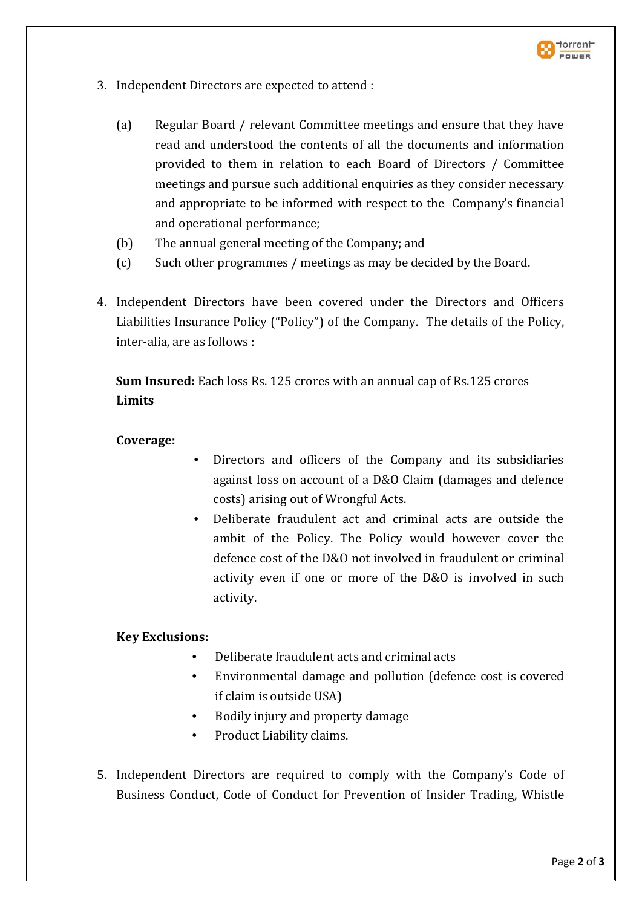3. Independent Directors are expected to attend :

   (a) Regular Board / relevant Committee meetings and ensure that they have read and understood the contents of all the documents and information provided to them in relation to each Board of Directors / Committee meetings and pursue such additional enquiries as they consider necessary and appropriate to be informed with respect to the Company's financial and operational performance;

   (b) The annual general meeting of the Company; and

   (c) Such other programmes / meetings as may be decided by the Board.

4. Independent Directors have been covered under the Directors and Officers Liabilities Insurance Policy ("Policy") of the Company. The details of the Policy, inter-alia, are as follows :

   **Sum Insured:** Each loss Rs. 125 crores with an annual cap of Rs.125 crores
   **Limits**

   **Coverage:**

   - Directors and officers of the Company and its subsidiaries against loss on account of a D&O Claim (damages and defence costs) arising out of Wrongful Acts.
   - Deliberate fraudulent act and criminal acts are outside the ambit of the Policy. The Policy would however cover the defence cost of the D&O not involved in fraudulent or criminal activity even if one or more of the D&O is involved in such activity.

   **Key Exclusions:**

   - Deliberate fraudulent acts and criminal acts
   - Environmental damage and pollution (defence cost is covered if claim is outside USA)
   - Bodily injury and property damage
   - Product Liability claims.

5. Independent Directors are required to comply with the Company's Code of Business Conduct, Code of Conduct for Prevention of Insider Trading, Whistle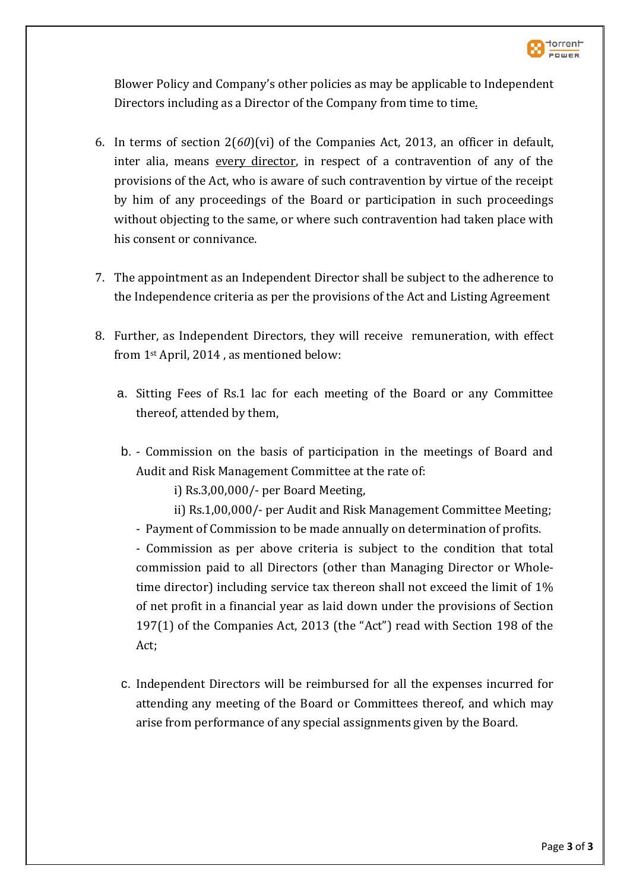Blower Policy and Company's other policies as may be applicable to Independent Directors including as a Director of the Company from time to time.

6. In terms of section 2(*60*)(vi) of the Companies Act, 2013, an officer in default, inter alia, means every director, in respect of a contravention of any of the provisions of the Act, who is aware of such contravention by virtue of the receipt by him of any proceedings of the Board or participation in such proceedings without objecting to the same, or where such contravention had taken place with his consent or connivance.

7. The appointment as an Independent Director shall be subject to the adherence to the Independence criteria as per the provisions of the Act and Listing Agreement

8. Further, as Independent Directors, they will receive remuneration, with effect from 1st April, 2014 , as mentioned below:

   a. Sitting Fees of Rs.1 lac for each meeting of the Board or any Committee thereof, attended by them,

   b. - Commission on the basis of participation in the meetings of Board and Audit and Risk Management Committee at the rate of:

      i) Rs.3,00,000/- per Board Meeting,

      ii) Rs.1,00,000/- per Audit and Risk Management Committee Meeting;

      - Payment of Commission to be made annually on determination of profits.

      - Commission as per above criteria is subject to the condition that total commission paid to all Directors (other than Managing Director or Whole-time director) including service tax thereon shall not exceed the limit of 1% of net profit in a financial year as laid down under the provisions of Section 197(1) of the Companies Act, 2013 (the "Act") read with Section 198 of the Act;

   c. Independent Directors will be reimbursed for all the expenses incurred for attending any meeting of the Board or Committees thereof, and which may arise from performance of any special assignments given by the Board.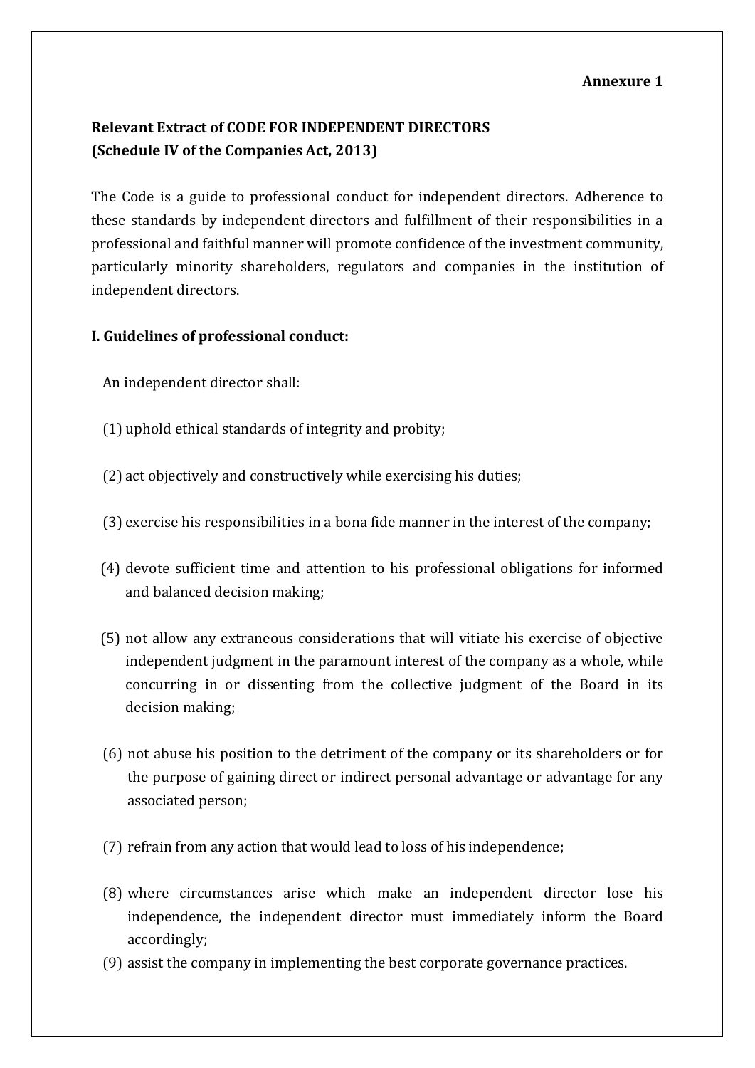**Annexure 1**

## Relevant Extract of CODE FOR INDEPENDENT DIRECTORS
## (Schedule IV of the Companies Act, 2013)

The Code is a guide to professional conduct for independent directors. Adherence to these standards by independent directors and fulfillment of their responsibilities in a professional and faithful manner will promote confidence of the investment community, particularly minority shareholders, regulators and companies in the institution of independent directors.

### I. Guidelines of professional conduct:

An independent director shall:

(1) uphold ethical standards of integrity and probity;

(2) act objectively and constructively while exercising his duties;

(3) exercise his responsibilities in a bona fide manner in the interest of the company;

(4) devote sufficient time and attention to his professional obligations for informed and balanced decision making;

(5) not allow any extraneous considerations that will vitiate his exercise of objective independent judgment in the paramount interest of the company as a whole, while concurring in or dissenting from the collective judgment of the Board in its decision making;

(6) not abuse his position to the detriment of the company or its shareholders or for the purpose of gaining direct or indirect personal advantage or advantage for any associated person;

(7) refrain from any action that would lead to loss of his independence;

(8) where circumstances arise which make an independent director lose his independence, the independent director must immediately inform the Board accordingly;

(9) assist the company in implementing the best corporate governance practices.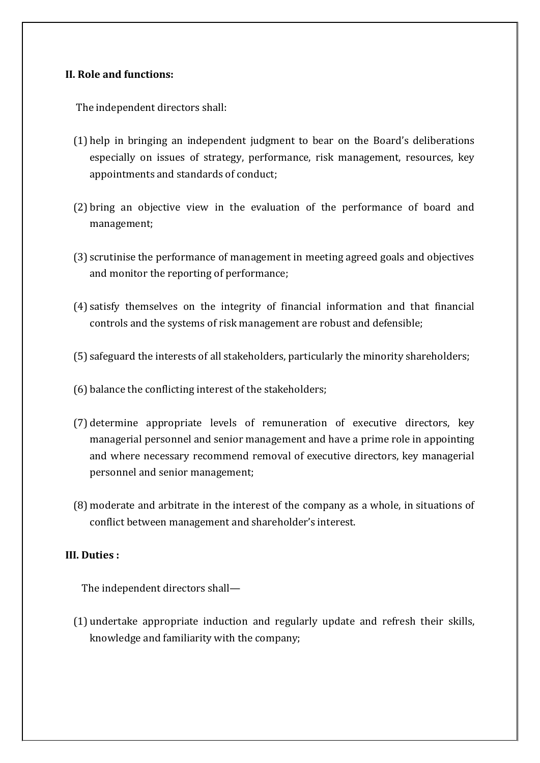**II. Role and functions:**

The independent directors shall:

(1) help in bringing an independent judgment to bear on the Board's deliberations especially on issues of strategy, performance, risk management, resources, key appointments and standards of conduct;

(2) bring an objective view in the evaluation of the performance of board and management;

(3) scrutinise the performance of management in meeting agreed goals and objectives and monitor the reporting of performance;

(4) satisfy themselves on the integrity of financial information and that financial controls and the systems of risk management are robust and defensible;

(5) safeguard the interests of all stakeholders, particularly the minority shareholders;

(6) balance the conflicting interest of the stakeholders;

(7) determine appropriate levels of remuneration of executive directors, key managerial personnel and senior management and have a prime role in appointing and where necessary recommend removal of executive directors, key managerial personnel and senior management;

(8) moderate and arbitrate in the interest of the company as a whole, in situations of conflict between management and shareholder's interest.

**III. Duties :**

The independent directors shall—

(1) undertake appropriate induction and regularly update and refresh their skills, knowledge and familiarity with the company;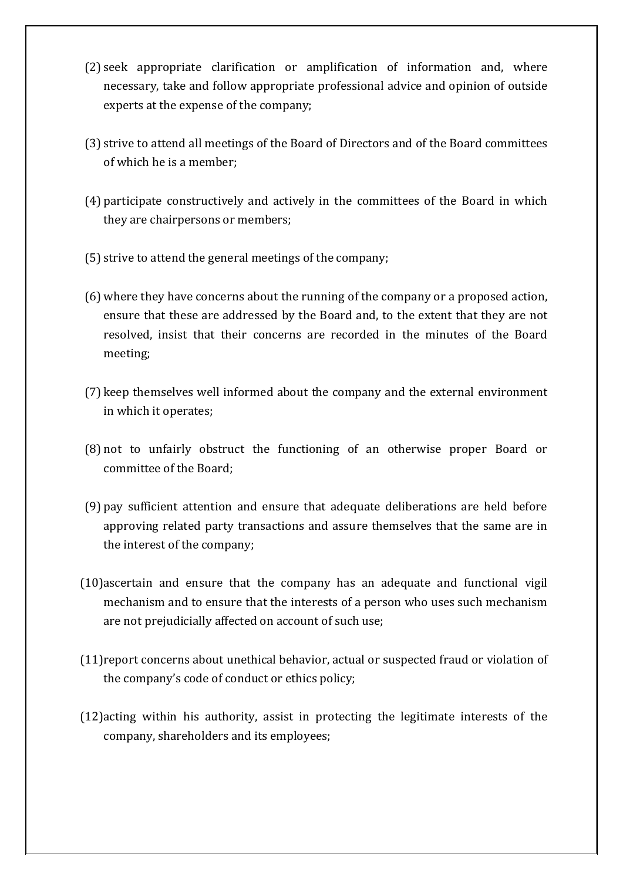(2) seek appropriate clarification or amplification of information and, where necessary, take and follow appropriate professional advice and opinion of outside experts at the expense of the company;

(3) strive to attend all meetings of the Board of Directors and of the Board committees of which he is a member;

(4) participate constructively and actively in the committees of the Board in which they are chairpersons or members;

(5) strive to attend the general meetings of the company;

(6) where they have concerns about the running of the company or a proposed action, ensure that these are addressed by the Board and, to the extent that they are not resolved, insist that their concerns are recorded in the minutes of the Board meeting;

(7) keep themselves well informed about the company and the external environment in which it operates;

(8) not to unfairly obstruct the functioning of an otherwise proper Board or committee of the Board;

(9) pay sufficient attention and ensure that adequate deliberations are held before approving related party transactions and assure themselves that the same are in the interest of the company;

(10) ascertain and ensure that the company has an adequate and functional vigil mechanism and to ensure that the interests of a person who uses such mechanism are not prejudicially affected on account of such use;

(11) report concerns about unethical behavior, actual or suspected fraud or violation of the company's code of conduct or ethics policy;

(12) acting within his authority, assist in protecting the legitimate interests of the company, shareholders and its employees;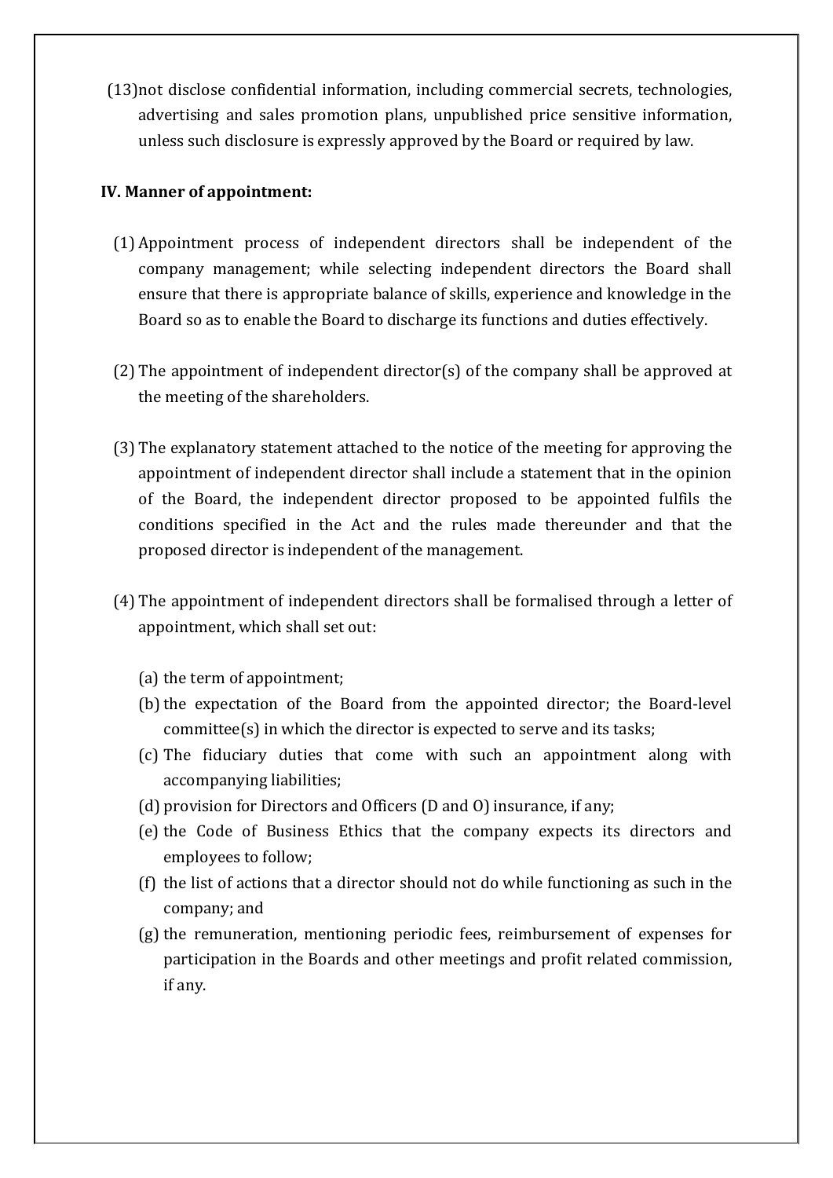(13) not disclose confidential information, including commercial secrets, technologies, advertising and sales promotion plans, unpublished price sensitive information, unless such disclosure is expressly approved by the Board or required by law.

**IV. Manner of appointment:**

(1) Appointment process of independent directors shall be independent of the company management; while selecting independent directors the Board shall ensure that there is appropriate balance of skills, experience and knowledge in the Board so as to enable the Board to discharge its functions and duties effectively.

(2) The appointment of independent director(s) of the company shall be approved at the meeting of the shareholders.

(3) The explanatory statement attached to the notice of the meeting for approving the appointment of independent director shall include a statement that in the opinion of the Board, the independent director proposed to be appointed fulfils the conditions specified in the Act and the rules made thereunder and that the proposed director is independent of the management.

(4) The appointment of independent directors shall be formalised through a letter of appointment, which shall set out:

(a) the term of appointment;

(b) the expectation of the Board from the appointed director; the Board-level committee(s) in which the director is expected to serve and its tasks;

(c) The fiduciary duties that come with such an appointment along with accompanying liabilities;

(d) provision for Directors and Officers (D and O) insurance, if any;

(e) the Code of Business Ethics that the company expects its directors and employees to follow;

(f) the list of actions that a director should not do while functioning as such in the company; and

(g) the remuneration, mentioning periodic fees, reimbursement of expenses for participation in the Boards and other meetings and profit related commission, if any.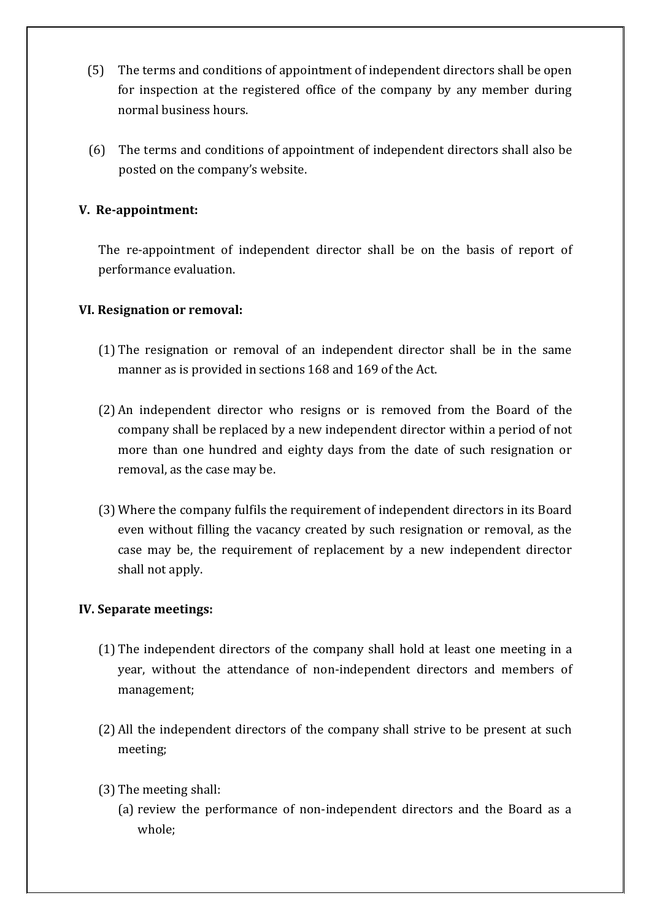(5) The terms and conditions of appointment of independent directors shall be open for inspection at the registered office of the company by any member during normal business hours.

(6) The terms and conditions of appointment of independent directors shall also be posted on the company's website.

**V. Re-appointment:**

The re-appointment of independent director shall be on the basis of report of performance evaluation.

**VI. Resignation or removal:**

(1) The resignation or removal of an independent director shall be in the same manner as is provided in sections 168 and 169 of the Act.

(2) An independent director who resigns or is removed from the Board of the company shall be replaced by a new independent director within a period of not more than one hundred and eighty days from the date of such resignation or removal, as the case may be.

(3) Where the company fulfils the requirement of independent directors in its Board even without filling the vacancy created by such resignation or removal, as the case may be, the requirement of replacement by a new independent director shall not apply.

**IV. Separate meetings:**

(1) The independent directors of the company shall hold at least one meeting in a year, without the attendance of non-independent directors and members of management;

(2) All the independent directors of the company shall strive to be present at such meeting;

(3) The meeting shall:

(a) review the performance of non-independent directors and the Board as a whole;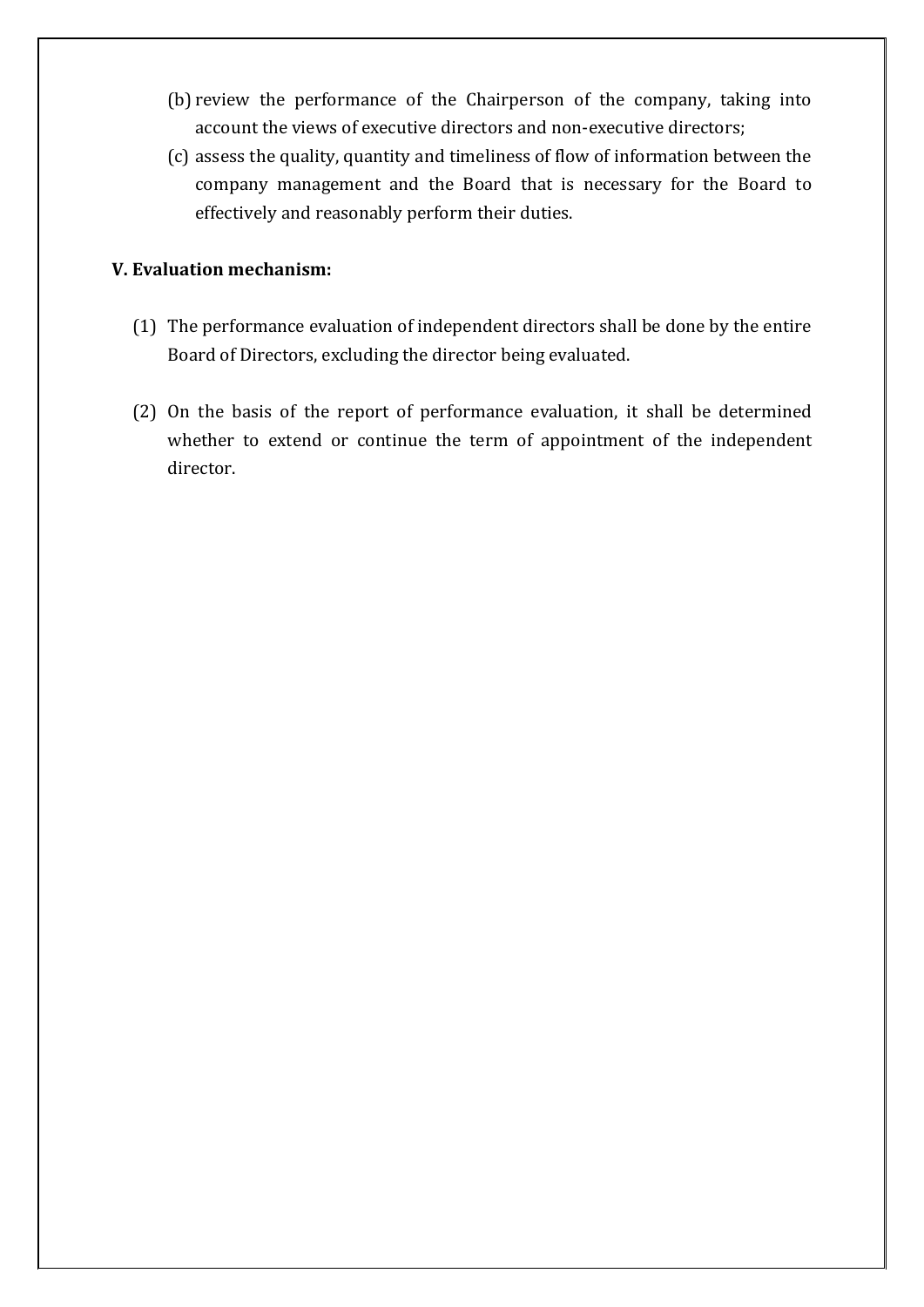(b) review the performance of the Chairperson of the company, taking into account the views of executive directors and non-executive directors;

(c) assess the quality, quantity and timeliness of flow of information between the company management and the Board that is necessary for the Board to effectively and reasonably perform their duties.

**V. Evaluation mechanism:**

(1) The performance evaluation of independent directors shall be done by the entire Board of Directors, excluding the director being evaluated.

(2) On the basis of the report of performance evaluation, it shall be determined whether to extend or continue the term of appointment of the independent director.